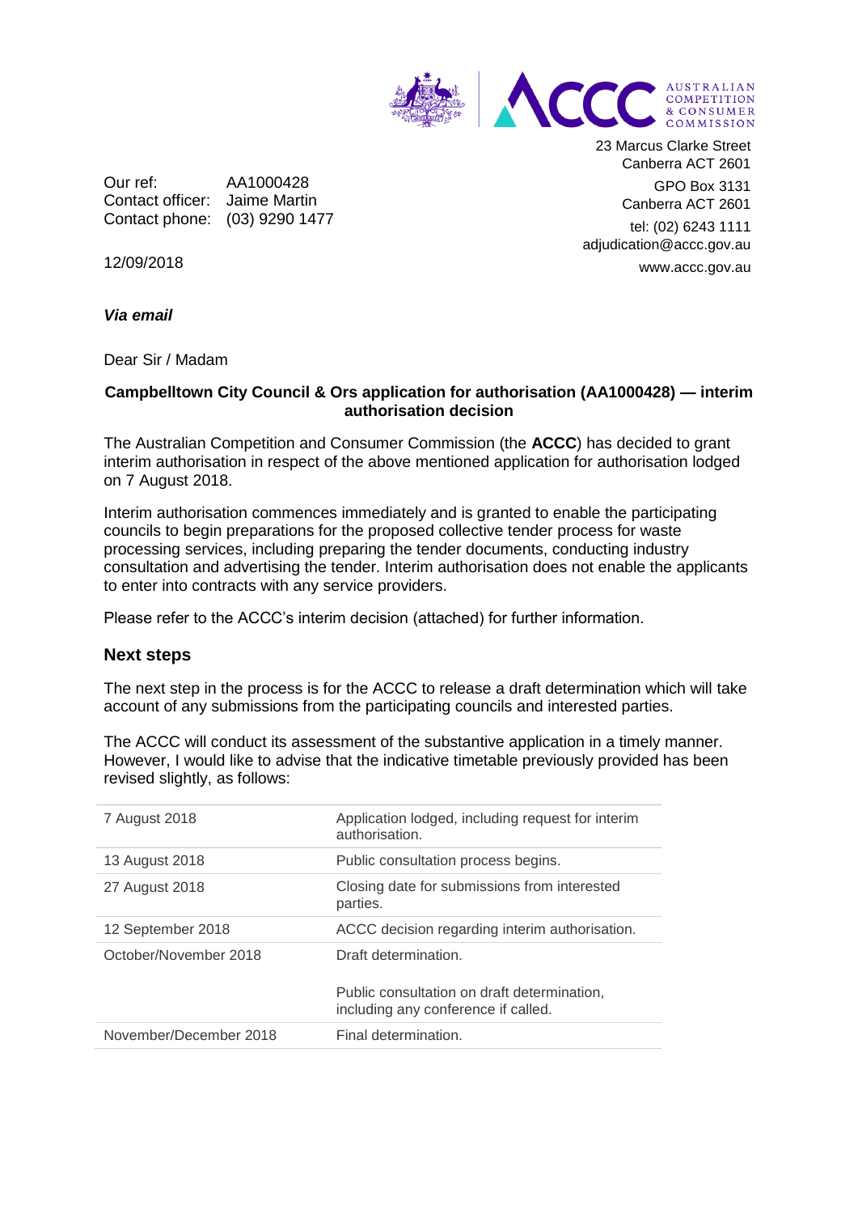AUSTRALIAN COMPETITION & CONSUMER COMMISSION

23 Marcus Clarke Street
Canberra ACT 2601

GPO Box 3131
Canberra ACT 2601

tel: (02) 6243 1111
adjudication@accc.gov.au

www.accc.gov.au

Our ref: AA1000428
Contact officer: Jaime Martin
Contact phone: (03) 9290 1477

12/09/2018

***Via email***

Dear Sir / Madam

**Campbelltown City Council & Ors application for authorisation (AA1000428) — interim authorisation decision**

The Australian Competition and Consumer Commission (the **ACCC**) has decided to grant interim authorisation in respect of the above mentioned application for authorisation lodged on 7 August 2018.

Interim authorisation commences immediately and is granted to enable the participating councils to begin preparations for the proposed collective tender process for waste processing services, including preparing the tender documents, conducting industry consultation and advertising the tender. Interim authorisation does not enable the applicants to enter into contracts with any service providers.

Please refer to the ACCC's interim decision (attached) for further information.

## Next steps

The next step in the process is for the ACCC to release a draft determination which will take account of any submissions from the participating councils and interested parties.

The ACCC will conduct its assessment of the substantive application in a timely manner. However, I would like to advise that the indicative timetable previously provided has been revised slightly, as follows:

| | |
|---|---|
| 7 August 2018 | Application lodged, including request for interim authorisation. |
| 13 August 2018 | Public consultation process begins. |
| 27 August 2018 | Closing date for submissions from interested parties. |
| 12 September 2018 | ACCC decision regarding interim authorisation. |
| October/November 2018 | Draft determination.<br><br>Public consultation on draft determination, including any conference if called. |
| November/December 2018 | Final determination. |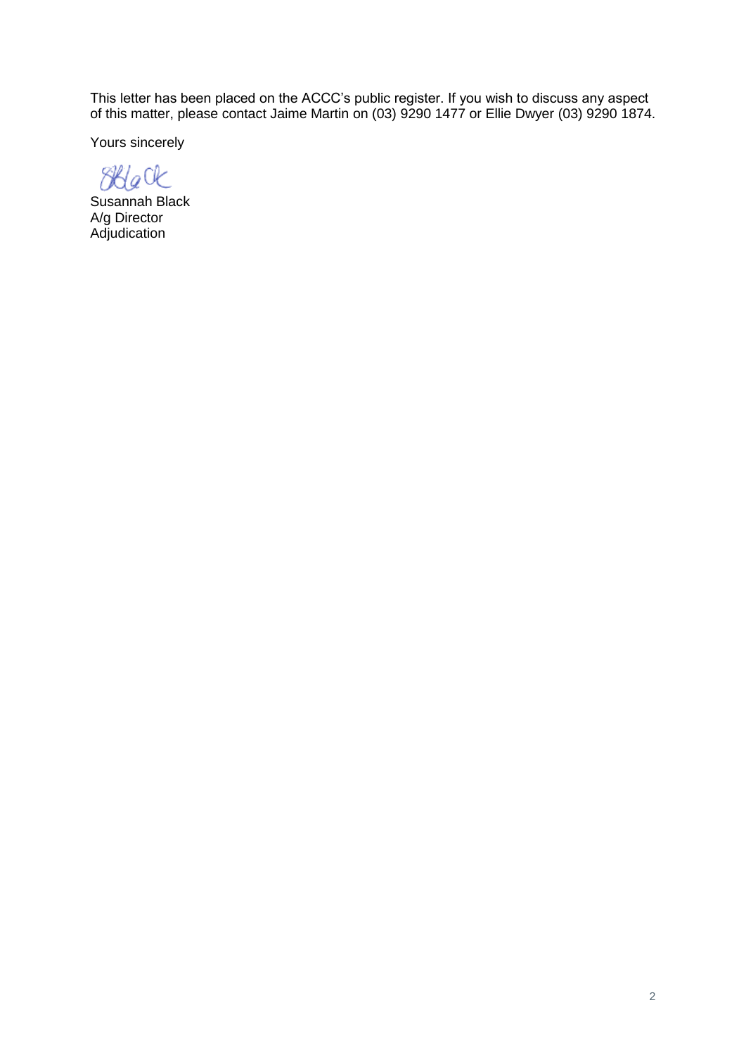This letter has been placed on the ACCC's public register. If you wish to discuss any aspect of this matter, please contact Jaime Martin on (03) 9290 1477 or Ellie Dwyer (03) 9290 1874.

Yours sincerely

Susannah Black
A/g Director
Adjudication